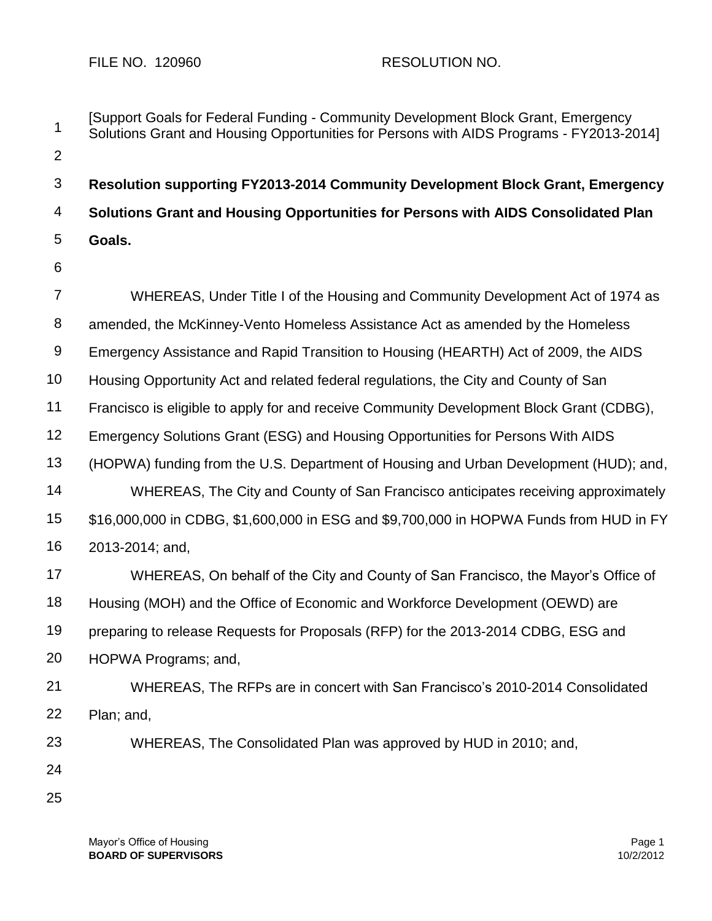FILE NO. 120960 RESOLUTION NO.

[Support Goals for Federal Funding - Community Development Block Grant, Emergency Solutions Grant and Housing Opportunities for Persons with AIDS Programs - FY2013-2014]

**Resolution supporting FY2013-2014 Community Development Block Grant, Emergency Solutions Grant and Housing Opportunities for Persons with AIDS Consolidated Plan Goals.**

WHEREAS, Under Title I of the Housing and Community Development Act of 1974 as amended, the McKinney-Vento Homeless Assistance Act as amended by the Homeless Emergency Assistance and Rapid Transition to Housing (HEARTH) Act of 2009, the AIDS Housing Opportunity Act and related federal regulations, the City and County of San Francisco is eligible to apply for and receive Community Development Block Grant (CDBG), Emergency Solutions Grant (ESG) and Housing Opportunities for Persons With AIDS (HOPWA) funding from the U.S. Department of Housing and Urban Development (HUD); and,

WHEREAS, The City and County of San Francisco anticipates receiving approximately $16,000,000 in CDBG, $1,600,000 in ESG and $9,700,000 in HOPWA Funds from HUD in FY 2013-2014; and,

WHEREAS, On behalf of the City and County of San Francisco, the Mayor's Office of Housing (MOH) and the Office of Economic and Workforce Development (OEWD) are preparing to release Requests for Proposals (RFP) for the 2013-2014 CDBG, ESG and HOPWA Programs; and,

WHEREAS, The RFPs are in concert with San Francisco's 2010-2014 Consolidated Plan; and,

WHEREAS, The Consolidated Plan was approved by HUD in 2010; and,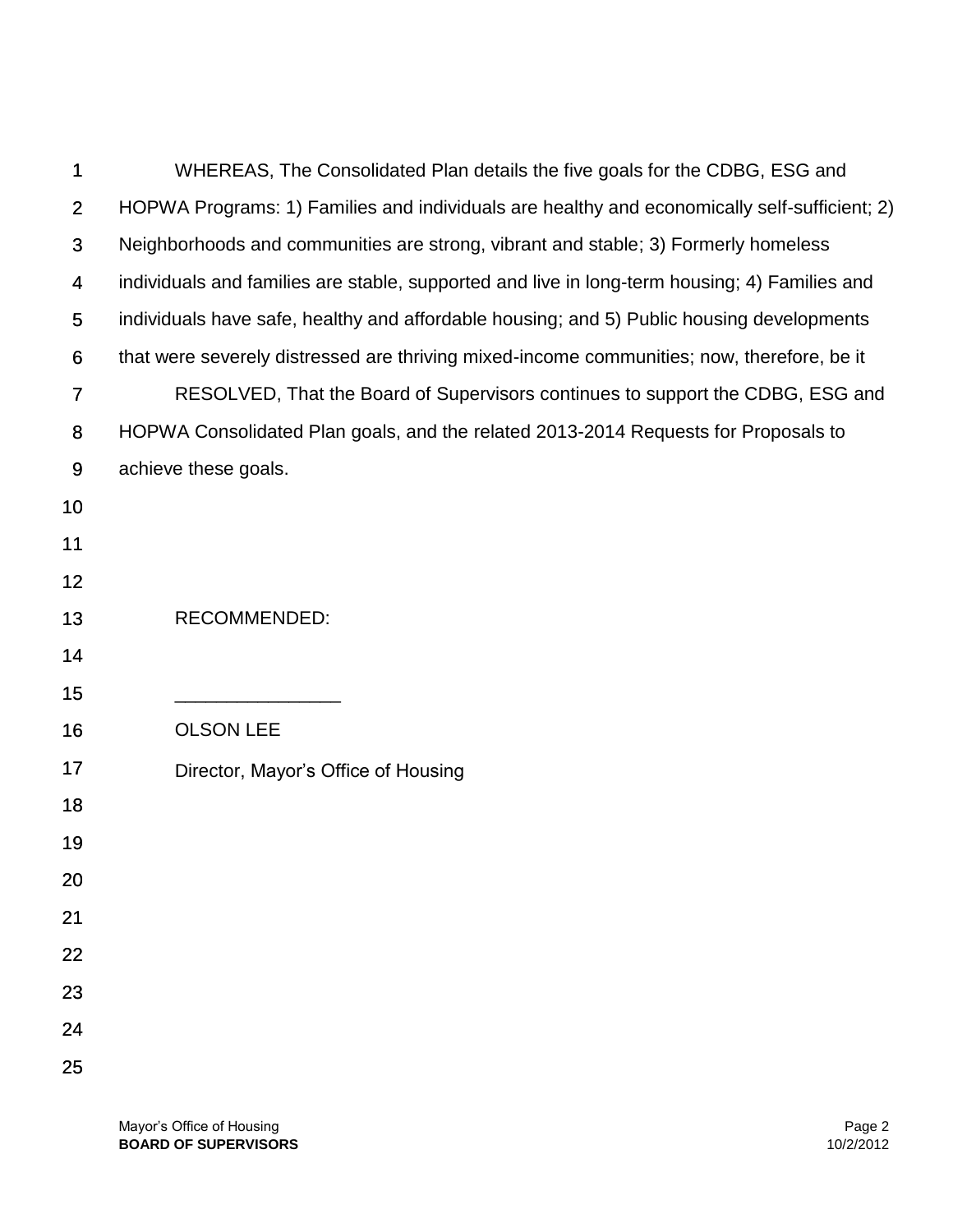WHEREAS, The Consolidated Plan details the five goals for the CDBG, ESG and HOPWA Programs: 1) Families and individuals are healthy and economically self-sufficient; 2) Neighborhoods and communities are strong, vibrant and stable; 3) Formerly homeless individuals and families are stable, supported and live in long-term housing; 4) Families and individuals have safe, healthy and affordable housing; and 5) Public housing developments that were severely distressed are thriving mixed-income communities; now, therefore, be it

RESOLVED, That the Board of Supervisors continues to support the CDBG, ESG and HOPWA Consolidated Plan goals, and the related 2013-2014 Requests for Proposals to achieve these goals.

RECOMMENDED:

_______________

OLSON LEE

Director, Mayor's Office of Housing